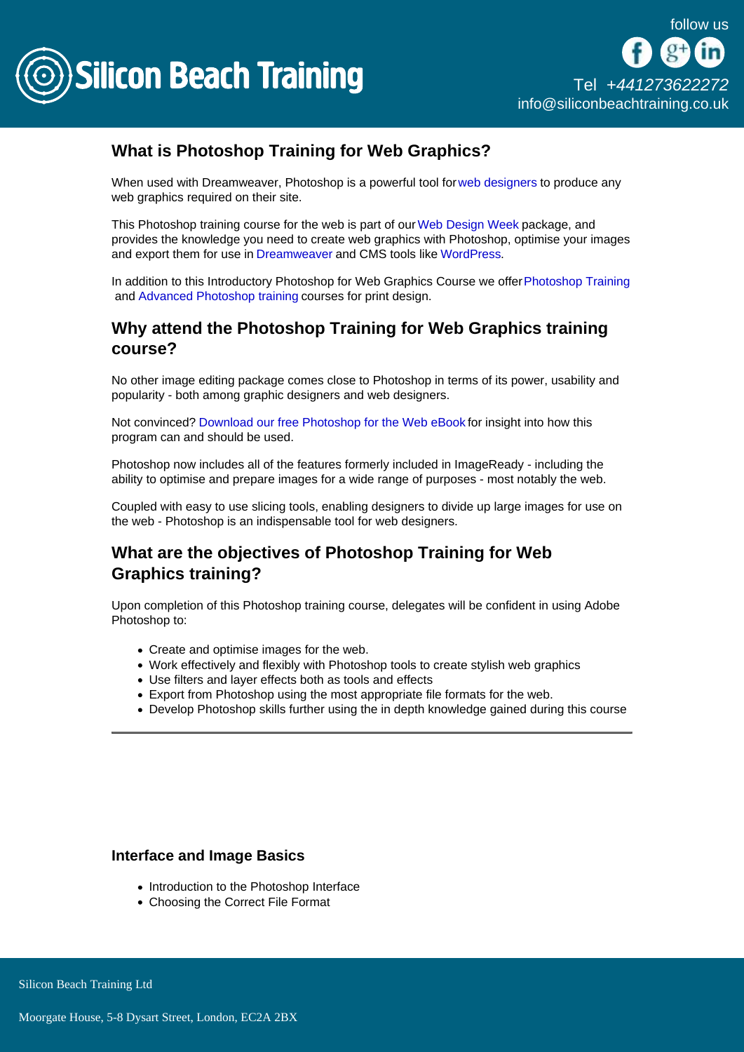Silicon Beach Training

follow us

Tel +441273622272
info@siliconbeachtraining.co.uk

## What is Photoshop Training for Web Graphics?

When used with Dreamweaver, Photoshop is a powerful tool for web designers to produce any web graphics required on their site.

This Photoshop training course for the web is part of our Web Design Week package, and provides the knowledge you need to create web graphics with Photoshop, optimise your images and export them for use in Dreamweaver and CMS tools like WordPress.

In addition to this Introductory Photoshop for Web Graphics Course we offer Photoshop Training and Advanced Photoshop training courses for print design.

## Why attend the Photoshop Training for Web Graphics training course?

No other image editing package comes close to Photoshop in terms of its power, usability and popularity - both among graphic designers and web designers.

Not convinced? Download our free Photoshop for the Web eBook for insight into how this program can and should be used.

Photoshop now includes all of the features formerly included in ImageReady - including the ability to optimise and prepare images for a wide range of purposes - most notably the web.

Coupled with easy to use slicing tools, enabling designers to divide up large images for use on the web - Photoshop is an indispensable tool for web designers.

## What are the objectives of Photoshop Training for Web Graphics training?

Upon completion of this Photoshop training course, delegates will be confident in using Adobe Photoshop to:

- Create and optimise images for the web.
- Work effectively and flexibly with Photoshop tools to create stylish web graphics
- Use filters and layer effects both as tools and effects
- Export from Photoshop using the most appropriate file formats for the web.
- Develop Photoshop skills further using the in depth knowledge gained during this course

---

### Interface and Image Basics

- Introduction to the Photoshop Interface
- Choosing the Correct File Format

Silicon Beach Training Ltd

Moorgate House, 5-8 Dysart Street, London, EC2A 2BX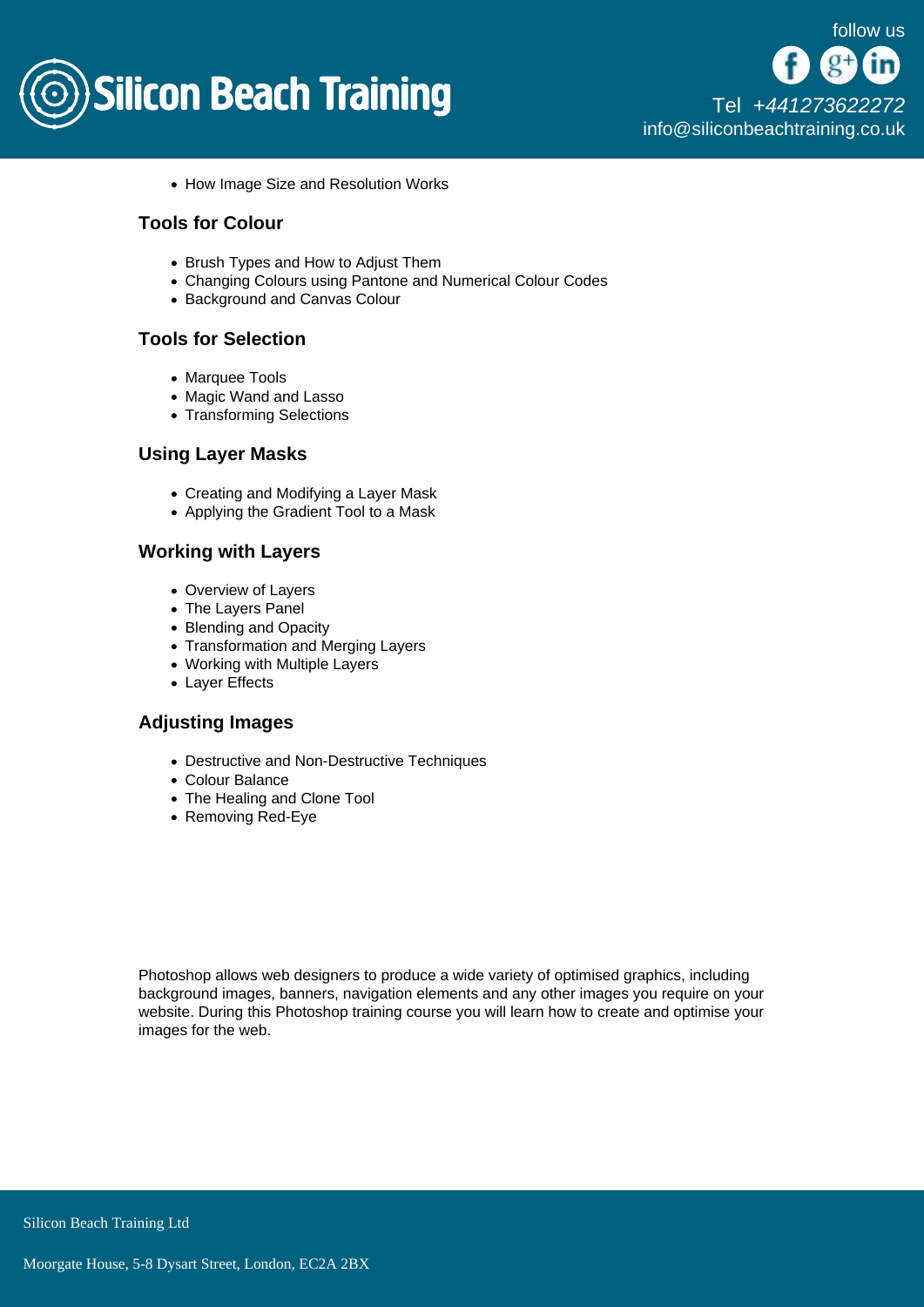- How Image Size and Resolution Works

### Tools for Colour

- Brush Types and How to Adjust Them
- Changing Colours using Pantone and Numerical Colour Codes
- Background and Canvas Colour

### Tools for Selection

- Marquee Tools
- Magic Wand and Lasso
- Transforming Selections

### Using Layer Masks

- Creating and Modifying a Layer Mask
- Applying the Gradient Tool to a Mask

### Working with Layers

- Overview of Layers
- The Layers Panel
- Blending and Opacity
- Transformation and Merging Layers
- Working with Multiple Layers
- Layer Effects

### Adjusting Images

- Destructive and Non-Destructive Techniques
- Colour Balance
- The Healing and Clone Tool
- Removing Red-Eye

Photoshop allows web designers to produce a wide variety of optimised graphics, including background images, banners, navigation elements and any other images you require on your website. During this Photoshop training course you will learn how to create and optimise your images for the web.